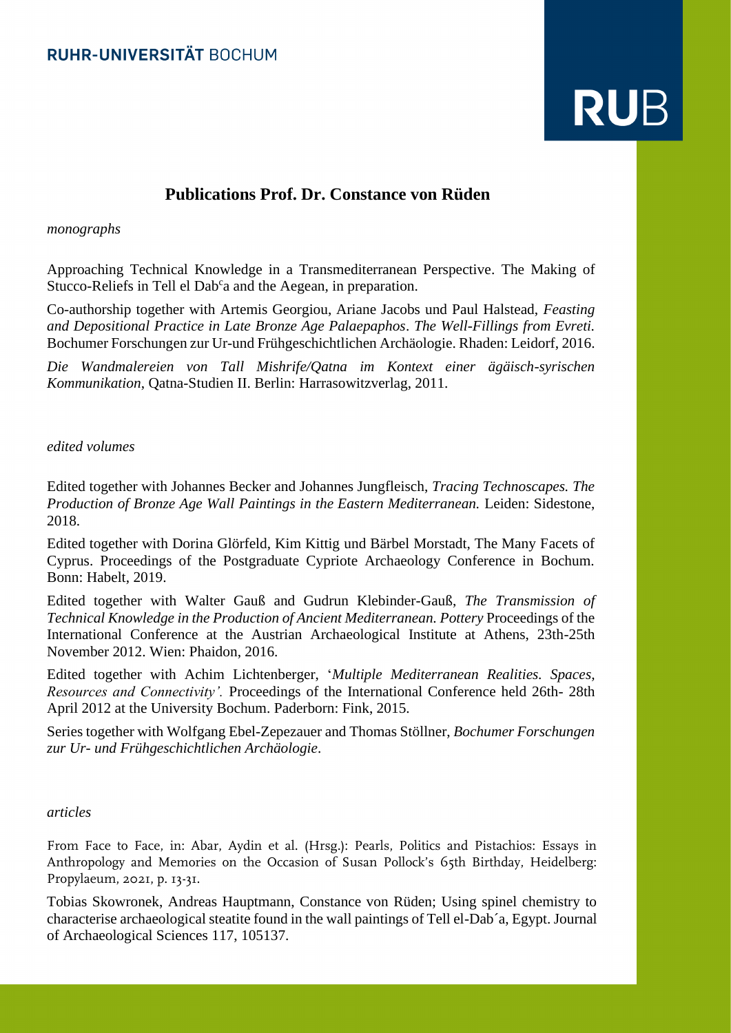RUHR-UNIVERSITÄT BOCHUM

# Publications Prof. Dr. Constance von Rüden

*monographs*

Approaching Technical Knowledge in a Transmediterranean Perspective. The Making of Stucco-Reliefs in Tell el Dabᶜa and the Aegean, in preparation.

Co-authorship together with Artemis Georgiou, Ariane Jacobs und Paul Halstead, *Feasting and Depositional Practice in Late Bronze Age Palaepaphos*. *The Well-Fillings from Evreti.* Bochumer Forschungen zur Ur-und Frühgeschichtlichen Archäologie. Rhaden: Leidorf, 2016.

*Die Wandmalereien von Tall Mishrife/Qatna im Kontext einer ägäisch-syrischen Kommunikation*, Qatna-Studien II. Berlin: Harrasowitzverlag, 2011.

*edited volumes*

Edited together with Johannes Becker and Johannes Jungfleisch, *Tracing Technoscapes. The Production of Bronze Age Wall Paintings in the Eastern Mediterranean.* Leiden: Sidestone, 2018.

Edited together with Dorina Glörfeld, Kim Kittig und Bärbel Morstadt, The Many Facets of Cyprus. Proceedings of the Postgraduate Cypriote Archaeology Conference in Bochum. Bonn: Habelt, 2019.

Edited together with Walter Gauß and Gudrun Klebinder-Gauß, *The Transmission of Technical Knowledge in the Production of Ancient Mediterranean. Pottery* Proceedings of the International Conference at the Austrian Archaeological Institute at Athens, 23th-25th November 2012. Wien: Phaidon, 2016.

Edited together with Achim Lichtenberger, '*Multiple Mediterranean Realities. Spaces, Resources and Connectivity'.* Proceedings of the International Conference held 26th- 28th April 2012 at the University Bochum. Paderborn: Fink, 2015.

Series together with Wolfgang Ebel-Zepezauer and Thomas Stöllner, *Bochumer Forschungen zur Ur- und Frühgeschichtlichen Archäologie*.

*articles*

From Face to Face, in: Abar, Aydin et al. (Hrsg.): Pearls, Politics and Pistachios: Essays in Anthropology and Memories on the Occasion of Susan Pollock's 65th Birthday, Heidelberg: Propylaeum, 2021, p. 13-31.

Tobias Skowronek, Andreas Hauptmann, Constance von Rüden; Using spinel chemistry to characterise archaeological steatite found in the wall paintings of Tell el-Dab´a, Egypt. Journal of Archaeological Sciences 117, 105137.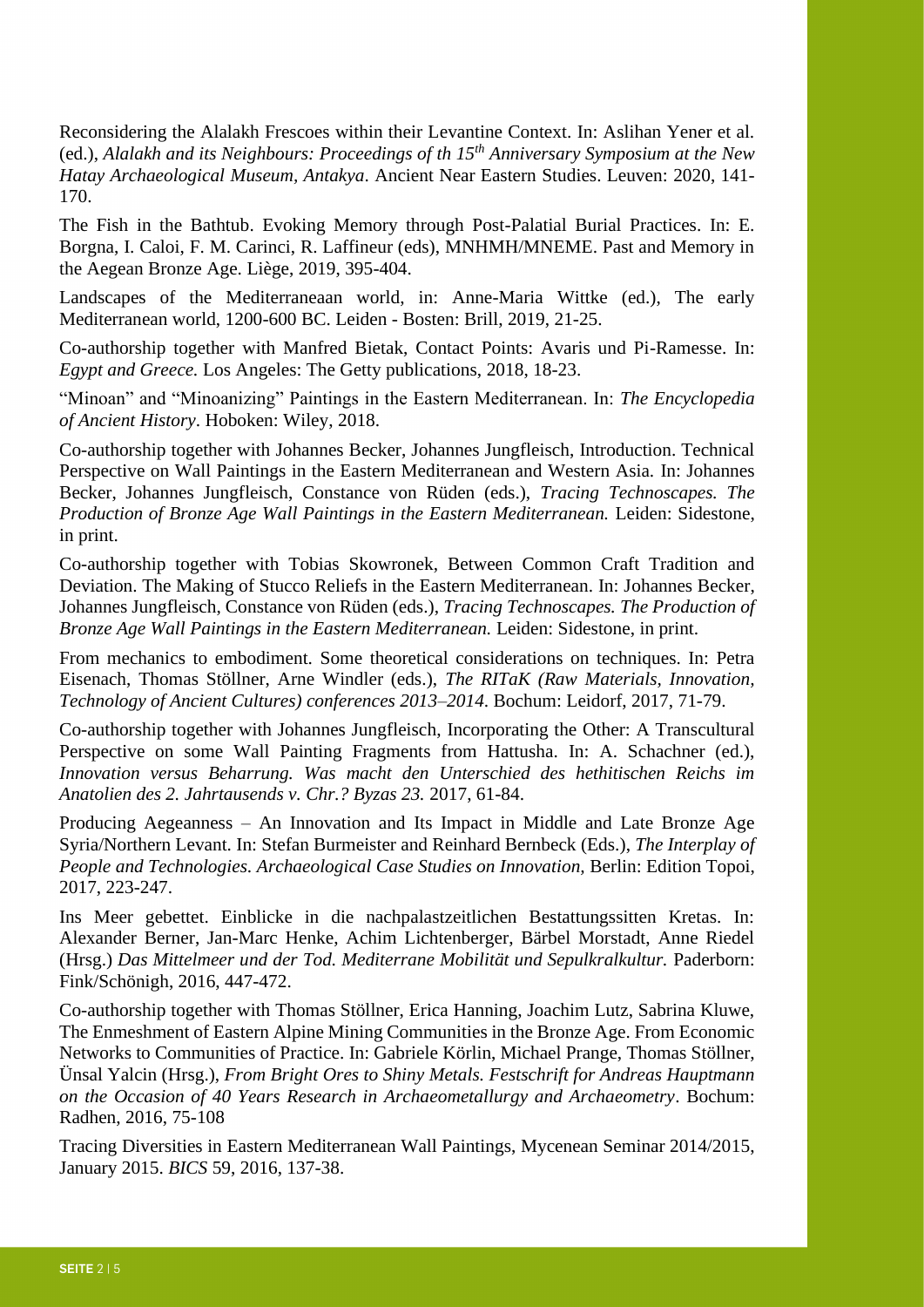Reconsidering the Alalakh Frescoes within their Levantine Context. In: Aslihan Yener et al. (ed.), *Alalakh and its Neighbours: Proceedings of th 15th Anniversary Symposium at the New Hatay Archaeological Museum, Antakya*. Ancient Near Eastern Studies. Leuven: 2020, 141-170.

The Fish in the Bathtub. Evoking Memory through Post-Palatial Burial Practices. In: E. Borgna, I. Caloi, F. M. Carinci, R. Laffineur (eds), MNHMH/MNEME. Past and Memory in the Aegean Bronze Age. Liège, 2019, 395-404.

Landscapes of the Mediterraneaan world, in: Anne-Maria Wittke (ed.), The early Mediterranean world, 1200-600 BC. Leiden - Bosten: Brill, 2019, 21-25.

Co-authorship together with Manfred Bietak, Contact Points: Avaris und Pi-Ramesse. In: *Egypt and Greece.* Los Angeles: The Getty publications, 2018, 18-23.

“Minoan” and “Minoanizing” Paintings in the Eastern Mediterranean. In: *The Encyclopedia of Ancient History*. Hoboken: Wiley, 2018.

Co-authorship together with Johannes Becker, Johannes Jungfleisch, Introduction. Technical Perspective on Wall Paintings in the Eastern Mediterranean and Western Asia. In: Johannes Becker, Johannes Jungfleisch, Constance von Rüden (eds.), *Tracing Technoscapes. The Production of Bronze Age Wall Paintings in the Eastern Mediterranean.* Leiden: Sidestone, in print.

Co-authorship together with Tobias Skowronek, Between Common Craft Tradition and Deviation. The Making of Stucco Reliefs in the Eastern Mediterranean. In: Johannes Becker, Johannes Jungfleisch, Constance von Rüden (eds.), *Tracing Technoscapes. The Production of Bronze Age Wall Paintings in the Eastern Mediterranean.* Leiden: Sidestone, in print.

From mechanics to embodiment. Some theoretical considerations on techniques. In: Petra Eisenach, Thomas Stöllner, Arne Windler (eds.), *The RITaK (Raw Materials, Innovation, Technology of Ancient Cultures) conferences 2013–2014*. Bochum: Leidorf, 2017, 71-79.

Co-authorship together with Johannes Jungfleisch, Incorporating the Other: A Transcultural Perspective on some Wall Painting Fragments from Hattusha. In: A. Schachner (ed.), *Innovation versus Beharrung. Was macht den Unterschied des hethitischen Reichs im Anatolien des 2. Jahrtausends v. Chr.? Byzas 23.* 2017, 61-84.

Producing Aegeanness – An Innovation and Its Impact in Middle and Late Bronze Age Syria/Northern Levant. In: Stefan Burmeister and Reinhard Bernbeck (Eds.), *The Interplay of People and Technologies. Archaeological Case Studies on Innovation,* Berlin: Edition Topoi, 2017, 223-247.

Ins Meer gebettet. Einblicke in die nachpalastzeitlichen Bestattungssitten Kretas. In: Alexander Berner, Jan-Marc Henke, Achim Lichtenberger, Bärbel Morstadt, Anne Riedel (Hrsg.) *Das Mittelmeer und der Tod. Mediterrane Mobilität und Sepulkralkultur.* Paderborn: Fink/Schönigh, 2016, 447-472.

Co-authorship together with Thomas Stöllner, Erica Hanning, Joachim Lutz, Sabrina Kluwe, The Enmeshment of Eastern Alpine Mining Communities in the Bronze Age. From Economic Networks to Communities of Practice. In: Gabriele Körlin, Michael Prange, Thomas Stöllner, Ünsal Yalcin (Hrsg.), *From Bright Ores to Shiny Metals. Festschrift for Andreas Hauptmann on the Occasion of 40 Years Research in Archaeometallurgy and Archaeometry*. Bochum: Radhen, 2016, 75-108

Tracing Diversities in Eastern Mediterranean Wall Paintings, Mycenean Seminar 2014/2015, January 2015. *BICS* 59, 2016, 137-38.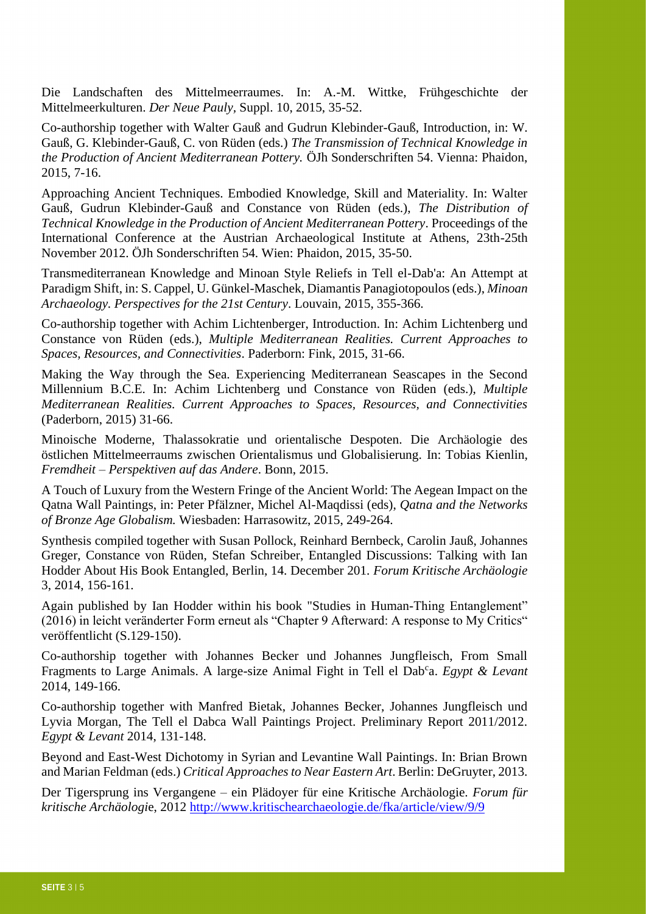Die Landschaften des Mittelmeerraumes. In: A.-M. Wittke, Frühgeschichte der Mittelmeerkulturen. *Der Neue Pauly*, Suppl. 10, 2015, 35-52.

Co-authorship together with Walter Gauß and Gudrun Klebinder-Gauß, Introduction, in: W. Gauß, G. Klebinder-Gauß, C. von Rüden (eds.) *The Transmission of Technical Knowledge in the Production of Ancient Mediterranean Pottery.* ÖJh Sonderschriften 54. Vienna: Phaidon, 2015, 7-16.

Approaching Ancient Techniques. Embodied Knowledge, Skill and Materiality. In: Walter Gauß, Gudrun Klebinder-Gauß and Constance von Rüden (eds.), *The Distribution of Technical Knowledge in the Production of Ancient Mediterranean Pottery*. Proceedings of the International Conference at the Austrian Archaeological Institute at Athens, 23th-25th November 2012. ÖJh Sonderschriften 54. Wien: Phaidon, 2015, 35-50.

Transmediterranean Knowledge and Minoan Style Reliefs in Tell el-Dab'a: An Attempt at Paradigm Shift, in: S. Cappel, U. Günkel-Maschek, Diamantis Panagiotopoulos (eds.), *Minoan Archaeology. Perspectives for the 21st Century*. Louvain, 2015, 355-366.

Co-authorship together with Achim Lichtenberger, Introduction. In: Achim Lichtenberg und Constance von Rüden (eds.), *Multiple Mediterranean Realities. Current Approaches to Spaces, Resources, and Connectivities*. Paderborn: Fink, 2015, 31-66.

Making the Way through the Sea. Experiencing Mediterranean Seascapes in the Second Millennium B.C.E. In: Achim Lichtenberg und Constance von Rüden (eds.), *Multiple Mediterranean Realities. Current Approaches to Spaces, Resources, and Connectivities* (Paderborn, 2015) 31-66.

Minoische Moderne, Thalassokratie und orientalische Despoten. Die Archäologie des östlichen Mittelmeerraums zwischen Orientalismus und Globalisierung. In: Tobias Kienlin, *Fremdheit – Perspektiven auf das Andere*. Bonn, 2015.

A Touch of Luxury from the Western Fringe of the Ancient World: The Aegean Impact on the Qatna Wall Paintings, in: Peter Pfälzner, Michel Al-Maqdissi (eds), *Qatna and the Networks of Bronze Age Globalism.* Wiesbaden: Harrasowitz, 2015, 249-264.

Synthesis compiled together with Susan Pollock, Reinhard Bernbeck, Carolin Jauß, Johannes Greger, Constance von Rüden, Stefan Schreiber, Entangled Discussions: Talking with Ian Hodder About His Book Entangled, Berlin, 14. December 201. *Forum Kritische Archäologie* 3, 2014, 156-161.

Again published by Ian Hodder within his book "Studies in Human-Thing Entanglement" (2016) in leicht veränderter Form erneut als "Chapter 9 Afterward: A response to My Critics" veröffentlicht (S.129-150).

Co-authorship together with Johannes Becker und Johannes Jungfleisch, From Small Fragments to Large Animals. A large-size Animal Fight in Tell el Dab$^{c}$a. *Egypt & Levant* 2014, 149-166.

Co-authorship together with Manfred Bietak, Johannes Becker, Johannes Jungfleisch und Lyvia Morgan, The Tell el Dabca Wall Paintings Project. Preliminary Report 2011/2012. *Egypt & Levant* 2014, 131-148.

Beyond and East-West Dichotomy in Syrian and Levantine Wall Paintings. In: Brian Brown and Marian Feldman (eds.) *Critical Approaches to Near Eastern Art*. Berlin: DeGruyter, 2013.

Der Tigersprung ins Vergangene – ein Plädoyer für eine Kritische Archäologie. *Forum für kritische Archäologie*, 2012 http://www.kritischearchaeologie.de/fka/article/view/9/9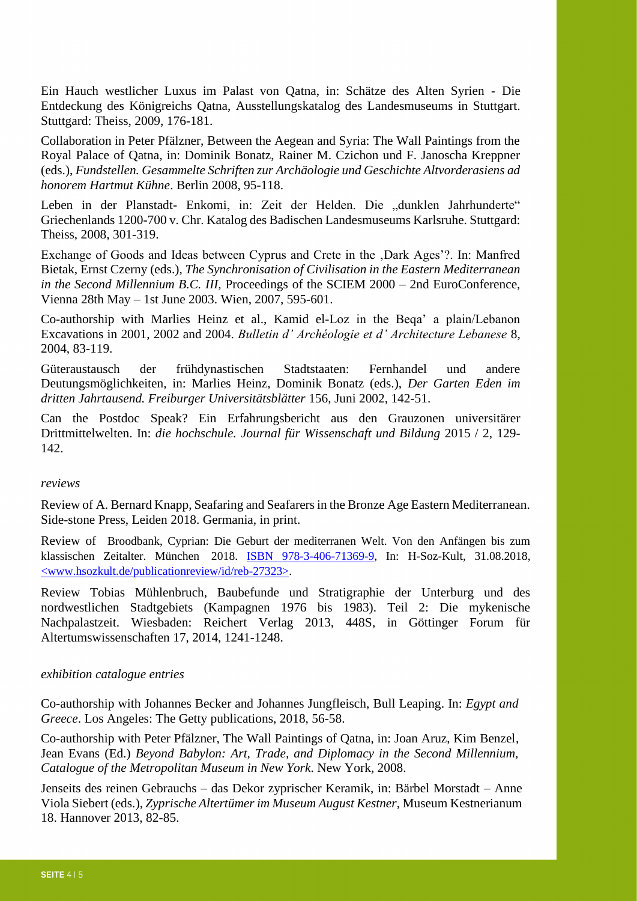Ein Hauch westlicher Luxus im Palast von Qatna, in: Schätze des Alten Syrien - Die Entdeckung des Königreichs Qatna, Ausstellungskatalog des Landesmuseums in Stuttgart. Stuttgart: Theiss, 2009, 176-181.

Collaboration in Peter Pfälzner, Between the Aegean and Syria: The Wall Paintings from the Royal Palace of Qatna, in: Dominik Bonatz, Rainer M. Czichon und F. Janoscha Kreppner (eds.), *Fundstellen. Gesammelte Schriften zur Archäologie und Geschichte Altvorderasiens ad honorem Hartmut Kühne*. Berlin 2008, 95-118.

Leben in der Planstadt- Enkomi, in: Zeit der Helden. Die „dunklen Jahrhunderte" Griechenlands 1200-700 v. Chr. Katalog des Badischen Landesmuseums Karlsruhe. Stuttgart: Theiss, 2008, 301-319.

Exchange of Goods and Ideas between Cyprus and Crete in the ‚Dark Ages'?. In: Manfred Bietak, Ernst Czerny (eds.), *The Synchronisation of Civilisation in the Eastern Mediterranean in the Second Millennium B.C. III,* Proceedings of the SCIEM 2000 – 2nd EuroConference, Vienna 28th May – 1st June 2003. Wien, 2007, 595-601.

Co-authorship with Marlies Heinz et al., Kamid el-Loz in the Beqa' a plain/Lebanon Excavations in 2001, 2002 and 2004. *Bulletin d' Archéologie et d' Architecture Lebanese* 8, 2004, 83-119.

Güteraustausch der frühdynastischen Stadtstaaten: Fernhandel und andere Deutungsmöglichkeiten, in: Marlies Heinz, Dominik Bonatz (eds.), *Der Garten Eden im dritten Jahrtausend. Freiburger Universitätsblätter* 156, Juni 2002, 142-51.

Can the Postdoc Speak? Ein Erfahrungsbericht aus den Grauzonen universitärer Drittmittelwelten. In: *die hochschule. Journal für Wissenschaft und Bildung* 2015 / 2, 129-142.

*reviews*

Review of A. Bernard Knapp, Seafaring and Seafarers in the Bronze Age Eastern Mediterranean. Side-stone Press, Leiden 2018. Germania, in print.

Review of Broodbank, Cyprian: Die Geburt der mediterranen Welt. Von den Anfängen bis zum klassischen Zeitalter. München 2018. ISBN 978-3-406-71369-9, In: H-Soz-Kult, 31.08.2018, <www.hsozkult.de/publicationreview/id/reb-27323>.

Review Tobias Mühlenbruch, Baubefunde und Stratigraphie der Unterburg und des nordwestlichen Stadtgebiets (Kampagnen 1976 bis 1983). Teil 2: Die mykenische Nachpalastzeit. Wiesbaden: Reichert Verlag 2013, 448S, in Göttinger Forum für Altertumswissenschaften 17, 2014, 1241-1248.

*exhibition catalogue entries*

Co-authorship with Johannes Becker and Johannes Jungfleisch, Bull Leaping. In: *Egypt and Greece*. Los Angeles: The Getty publications, 2018, 56-58.

Co-authorship with Peter Pfälzner, The Wall Paintings of Qatna, in: Joan Aruz, Kim Benzel, Jean Evans (Ed.) *Beyond Babylon: Art, Trade, and Diplomacy in the Second Millennium, Catalogue of the Metropolitan Museum in New York*. New York, 2008.

Jenseits des reinen Gebrauchs – das Dekor zyprischer Keramik, in: Bärbel Morstadt – Anne Viola Siebert (eds.), *Zyprische Altertümer im Museum August Kestner*, Museum Kestnerianum 18. Hannover 2013, 82-85.